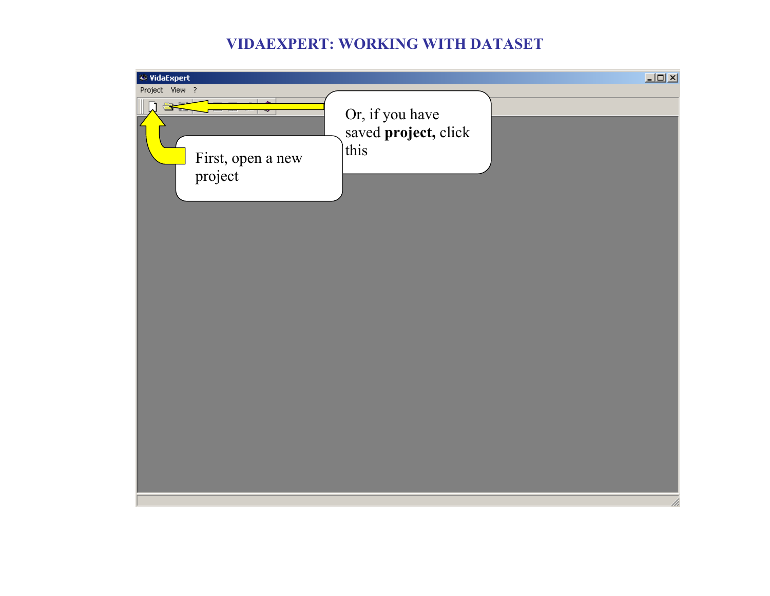# VIDAEXPERT: WORKING WITH DATASET

VidaExpert

Project View ?

Or, if you have saved **project,** click this

First, open a new project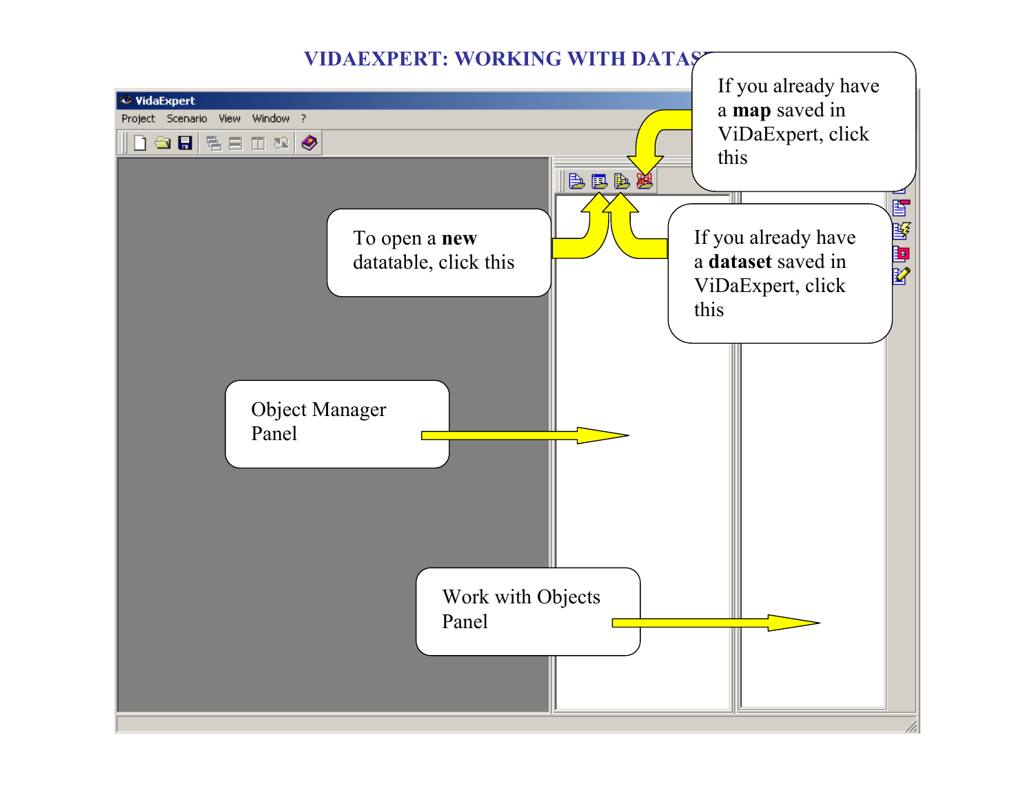# VIDAEXPERT: WORKING WITH DATASETS

VidaExpert

Project Scenario View Window ?

If you already have a **map** saved in ViDaExpert, click this

To open a **new** datatable, click this

If you already have a **dataset** saved in ViDaExpert, click this

Object Manager Panel

Work with Objects Panel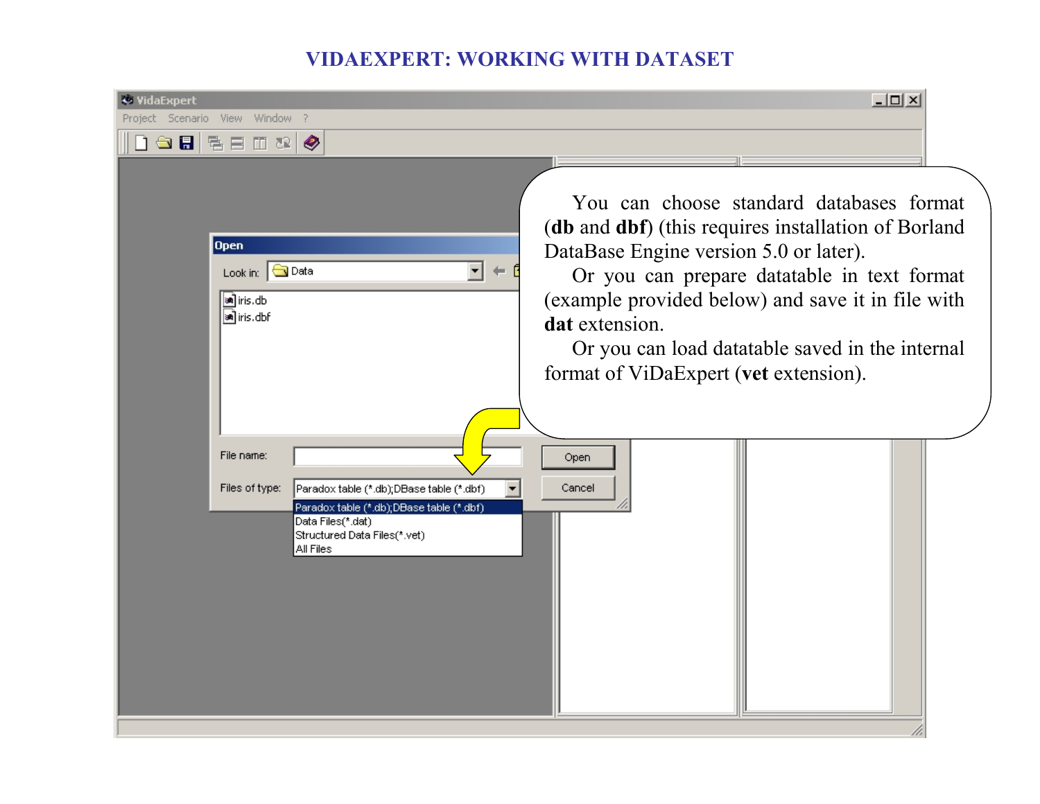# VIDAEXPERT: WORKING WITH DATASET

You can choose standard databases format (**db** and **dbf**) (this requires installation of Borland DataBase Engine version 5.0 or later).

Or you can prepare datatable in text format (example provided below) and save it in file with **dat** extension.

Or you can load datatable saved in the internal format of ViDaExpert (**vet** extension).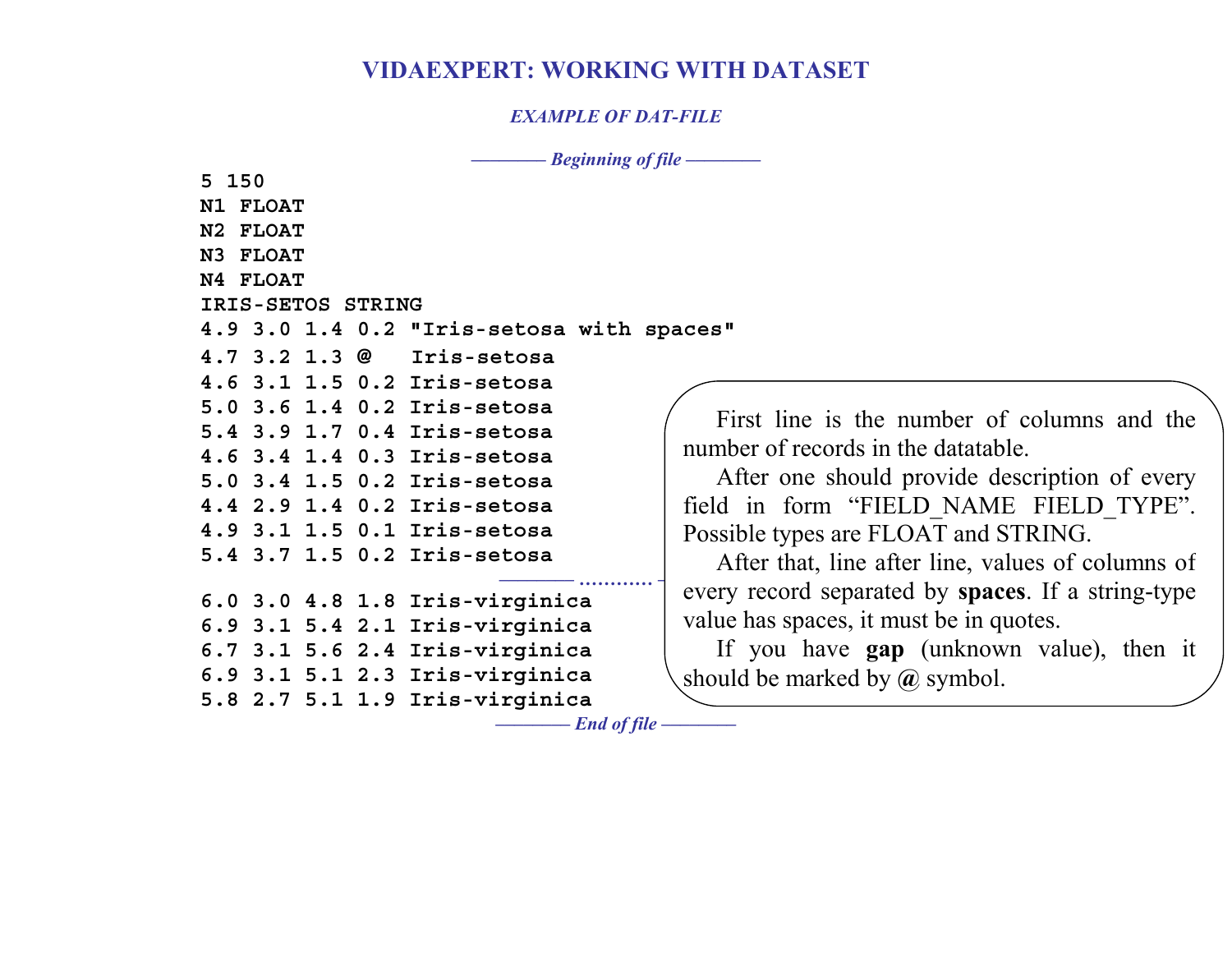# VIDAEXPERT: WORKING WITH DATASET

*EXAMPLE OF DAT-FILE*

*——— Beginning of file ———*

```
5 150
N1 FLOAT
N2 FLOAT
N3 FLOAT
N4 FLOAT
IRIS-SETOS STRING
4.9 3.0 1.4 0.2 "Iris-setosa with spaces"
4.7 3.2 1.3 @   Iris-setosa
4.6 3.1 1.5 0.2 Iris-setosa
5.0 3.6 1.4 0.2 Iris-setosa
5.4 3.9 1.7 0.4 Iris-setosa
4.6 3.4 1.4 0.3 Iris-setosa
5.0 3.4 1.5 0.2 Iris-setosa
4.4 2.9 1.4 0.2 Iris-setosa
4.9 3.1 1.5 0.1 Iris-setosa
5.4 3.7 1.5 0.2 Iris-setosa
```

——— ............ ———

```
6.0 3.0 4.8 1.8 Iris-virginica
6.9 3.1 5.4 2.1 Iris-virginica
6.7 3.1 5.6 2.4 Iris-virginica
6.9 3.1 5.1 2.3 Iris-virginica
5.8 2.7 5.1 1.9 Iris-virginica
```

*——— End of file ———*

First line is the number of columns and the number of records in the datatable.

After one should provide description of every field in form “FIELD_NAME FIELD_TYPE”. Possible types are FLOAT and STRING.

After that, line after line, values of columns of every record separated by **spaces**. If a string-type value has spaces, it must be in quotes.

If you have **gap** (unknown value), then it should be marked by **@** symbol.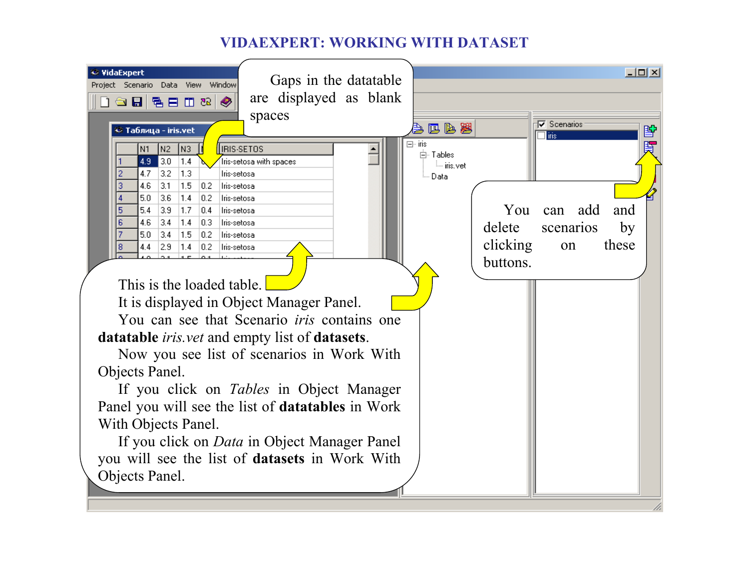# VIDAEXPERT: WORKING WITH DATASET

Gaps in the datatable are displayed as blank spaces

You can add and delete scenarios by clicking on these buttons.

This is the loaded table.

It is displayed in Object Manager Panel.

You can see that Scenario *iris* contains one **datatable** *iris.vet* and empty list of **datasets**.

Now you see list of scenarios in Work With Objects Panel.

If you click on *Tables* in Object Manager Panel you will see the list of **datatables** in Work With Objects Panel.

If you click on *Data* in Object Manager Panel you will see the list of **datasets** in Work With Objects Panel.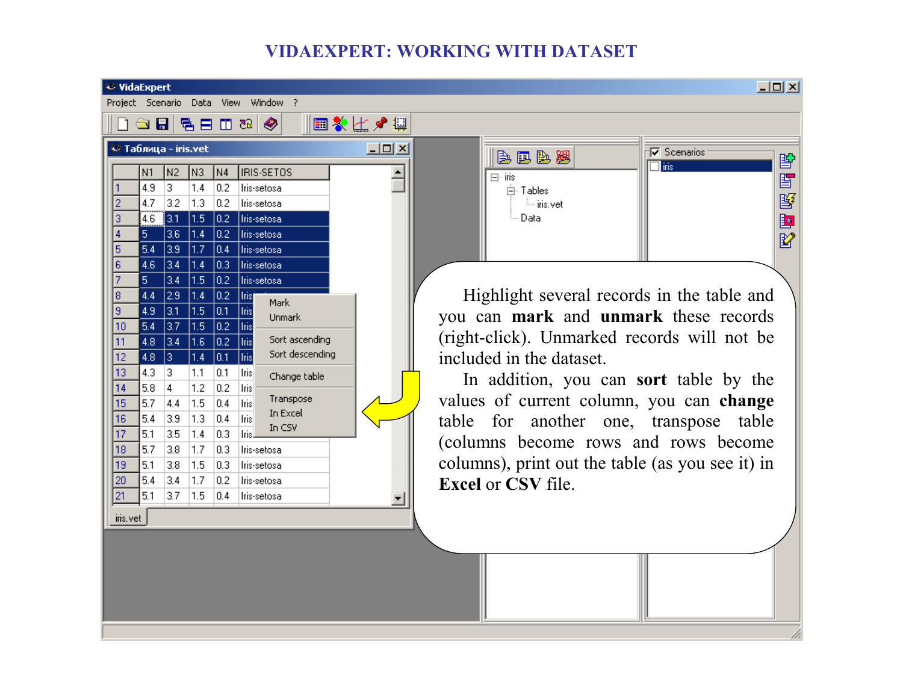# VIDAEXPERT: WORKING WITH DATASET

Highlight several records in the table and you can **mark** and **unmark** these records (right-click). Unmarked records will not be included in the dataset.

In addition, you can **sort** table by the values of current column, you can **change** table for another one, transpose table (columns become rows and rows become columns), print out the table (as you see it) in **Excel** or **CSV** file.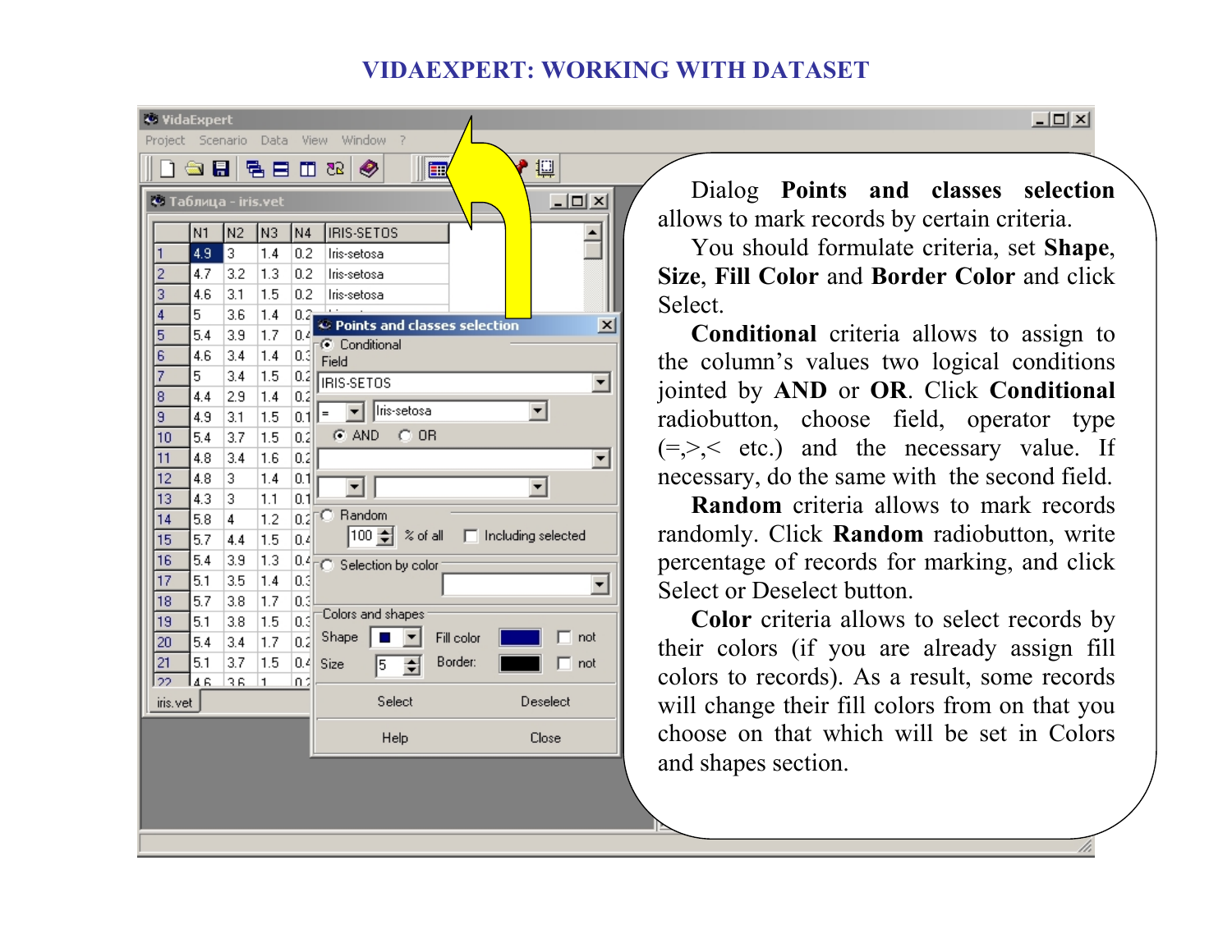# VIDAEXPERT: WORKING WITH DATASET

Dialog **Points and classes selection** allows to mark records by certain criteria.

You should formulate criteria, set **Shape**, **Size**, **Fill Color** and **Border Color** and click Select.

**Conditional** criteria allows to assign to the column's values two logical conditions jointed by **AND** or **OR**. Click **Conditional** radiobutton, choose field, operator type (=,>,< etc.) and the necessary value. If necessary, do the same with the second field.

**Random** criteria allows to mark records randomly. Click **Random** radiobutton, write percentage of records for marking, and click Select or Deselect button.

**Color** criteria allows to select records by their colors (if you are already assign fill colors to records). As a result, some records will change their fill colors from on that you choose on that which will be set in Colors and shapes section.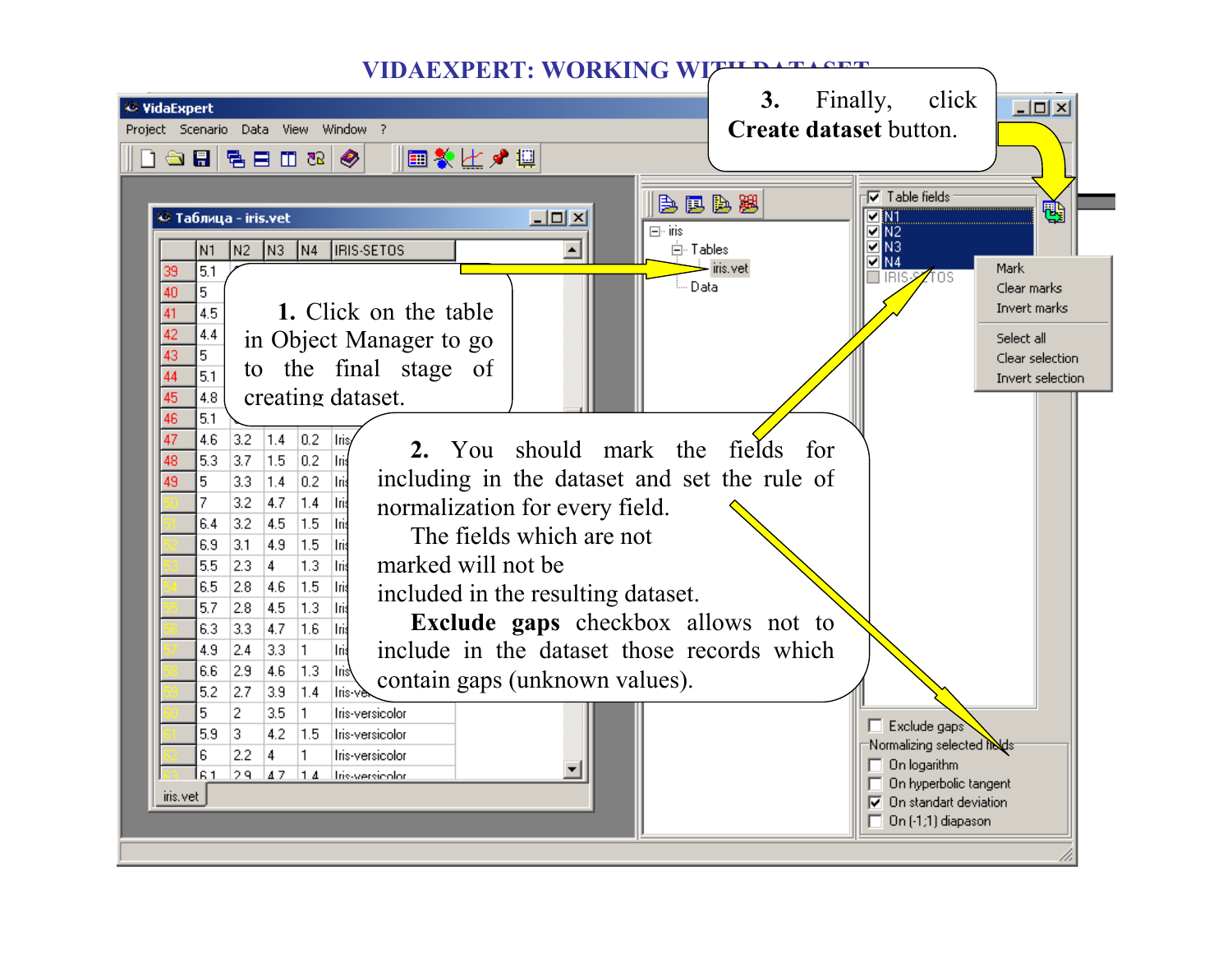# VIDAEXPERT: WORKING WITH DATASET

**1.** Click on the table in Object Manager to go to the final stage of creating dataset.

**2.** You should mark the fields for including in the dataset and set the rule of normalization for every field.

The fields which are not marked will not be included in the resulting dataset.

**Exclude gaps** checkbox allows not to include in the dataset those records which contain gaps (unknown values).

**3.** Finally, click **Create dataset** button.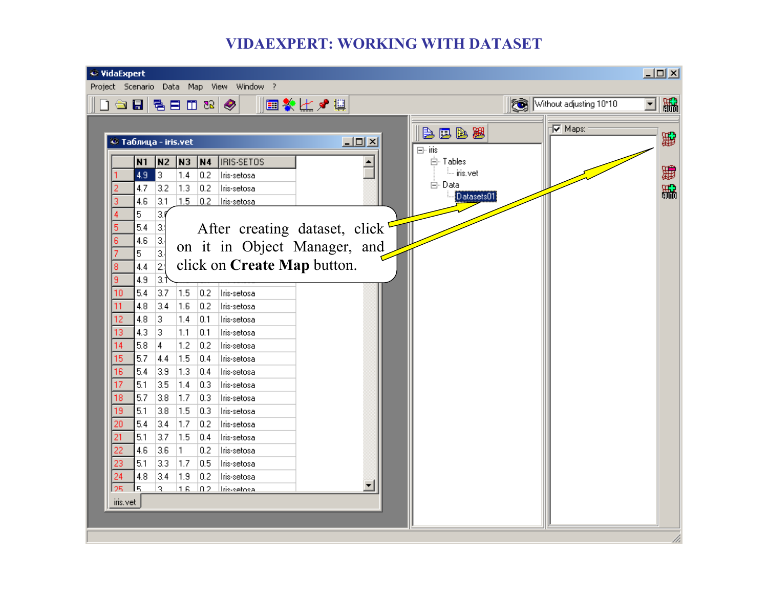# VIDAEXPERT: WORKING WITH DATASET

After creating dataset, click on it in Object Manager, and click on **Create Map** button.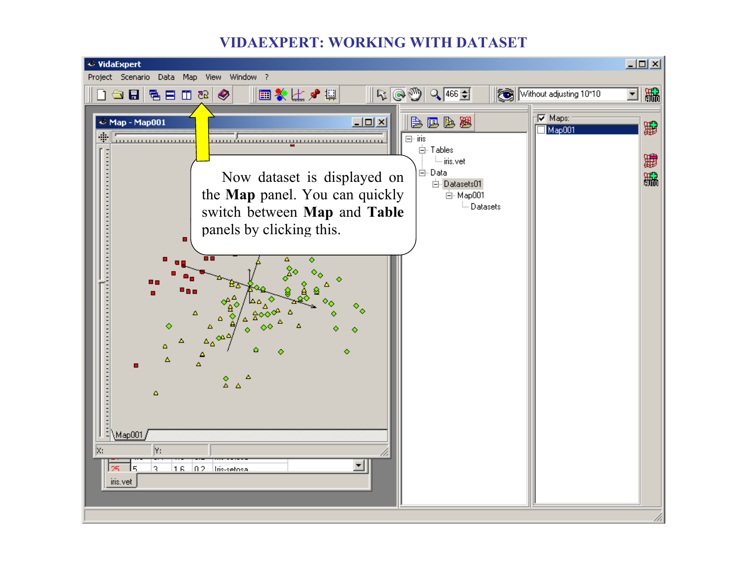# VIDAEXPERT: WORKING WITH DATASET

Now dataset is displayed on the **Map** panel. You can quickly switch between **Map** and **Table** panels by clicking this.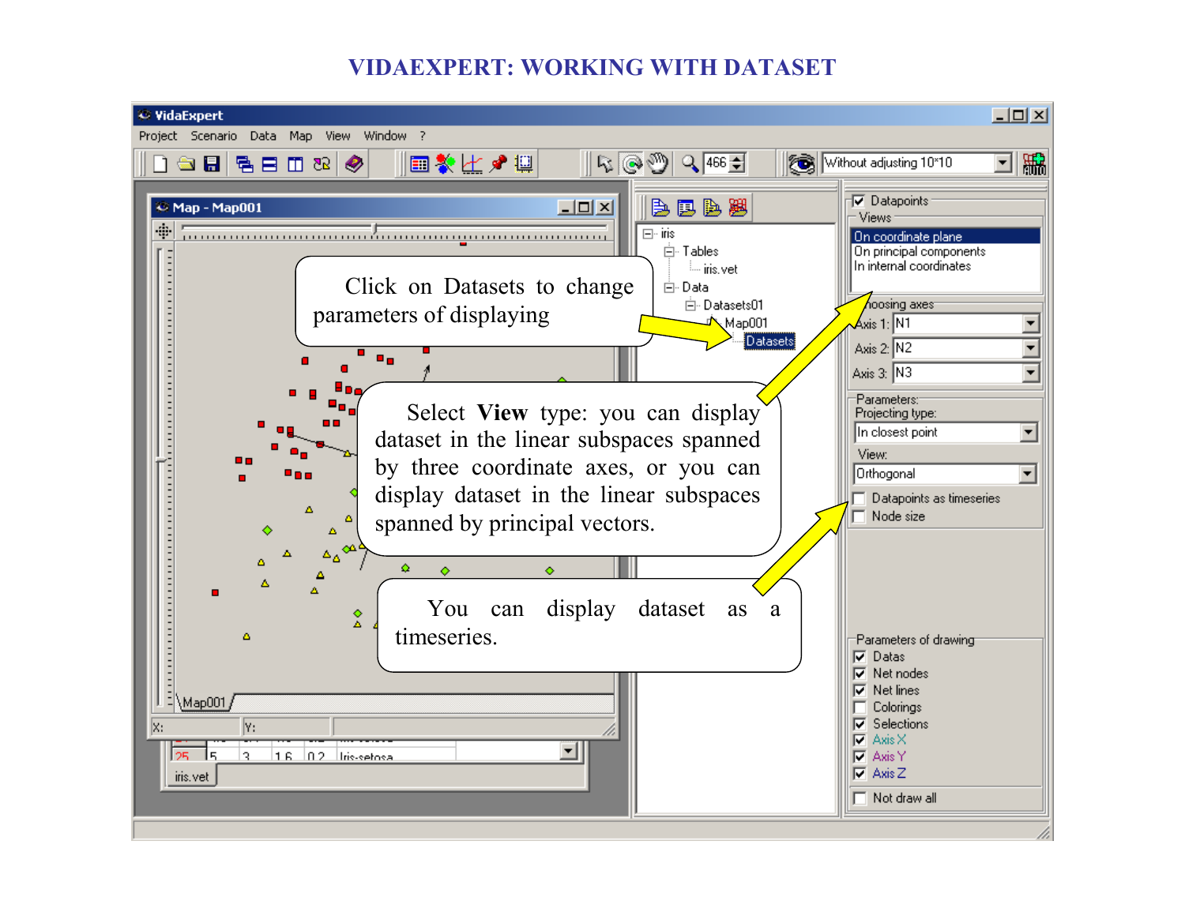# VIDAEXPERT: WORKING WITH DATASET

Click on Datasets to change parameters of displaying

Select **View** type: you can display dataset in the linear subspaces spanned by three coordinate axes, or you can display dataset in the linear subspaces spanned by principal vectors.

You can display dataset as a timeseries.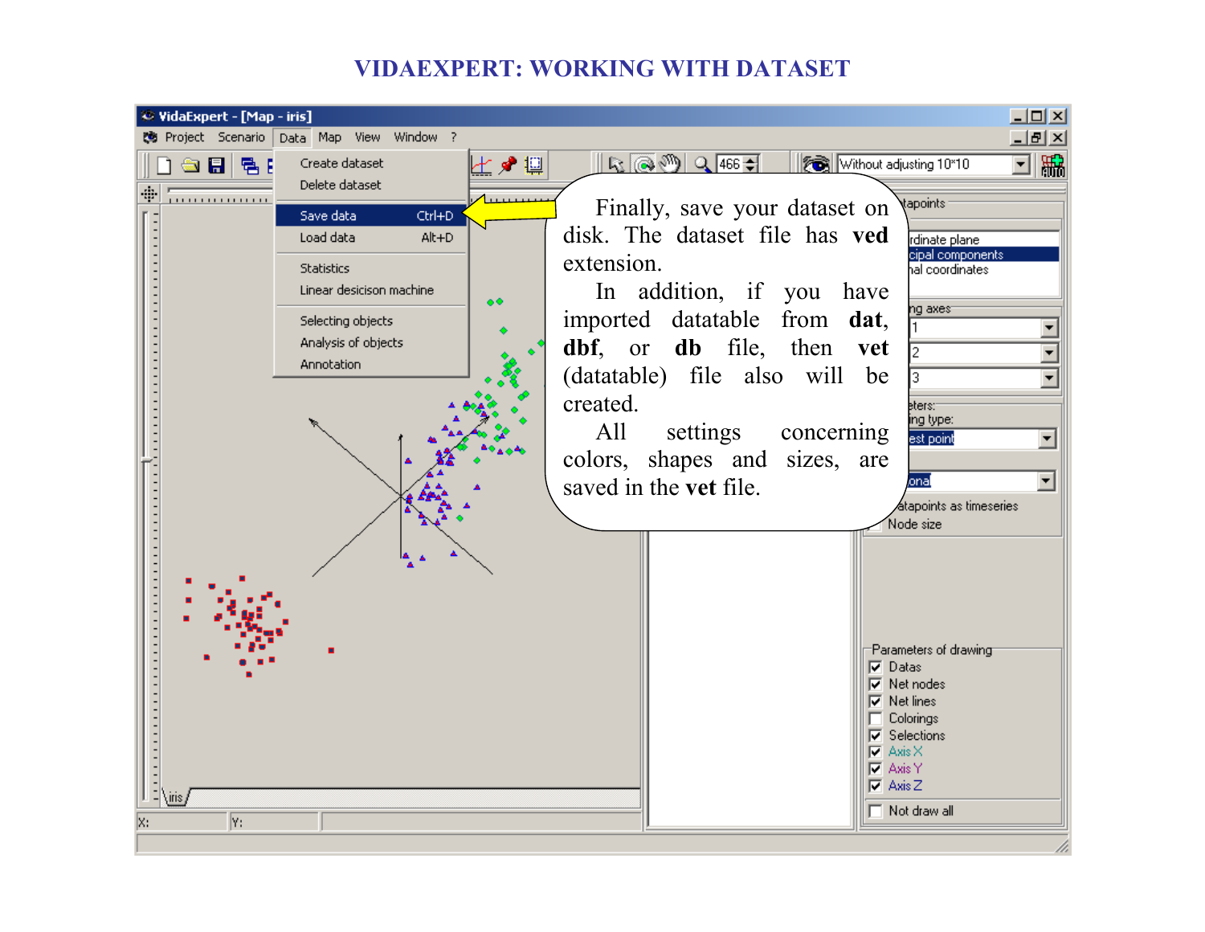# VIDAEXPERT: WORKING WITH DATASET

Finally, save your dataset on disk. The dataset file has **ved** extension.

In addition, if you have imported datatable from **dat**, **dbf**, or **db** file, then **vet** (datatable) file also will be created.

All settings concerning colors, shapes and sizes, are saved in the **vet** file.